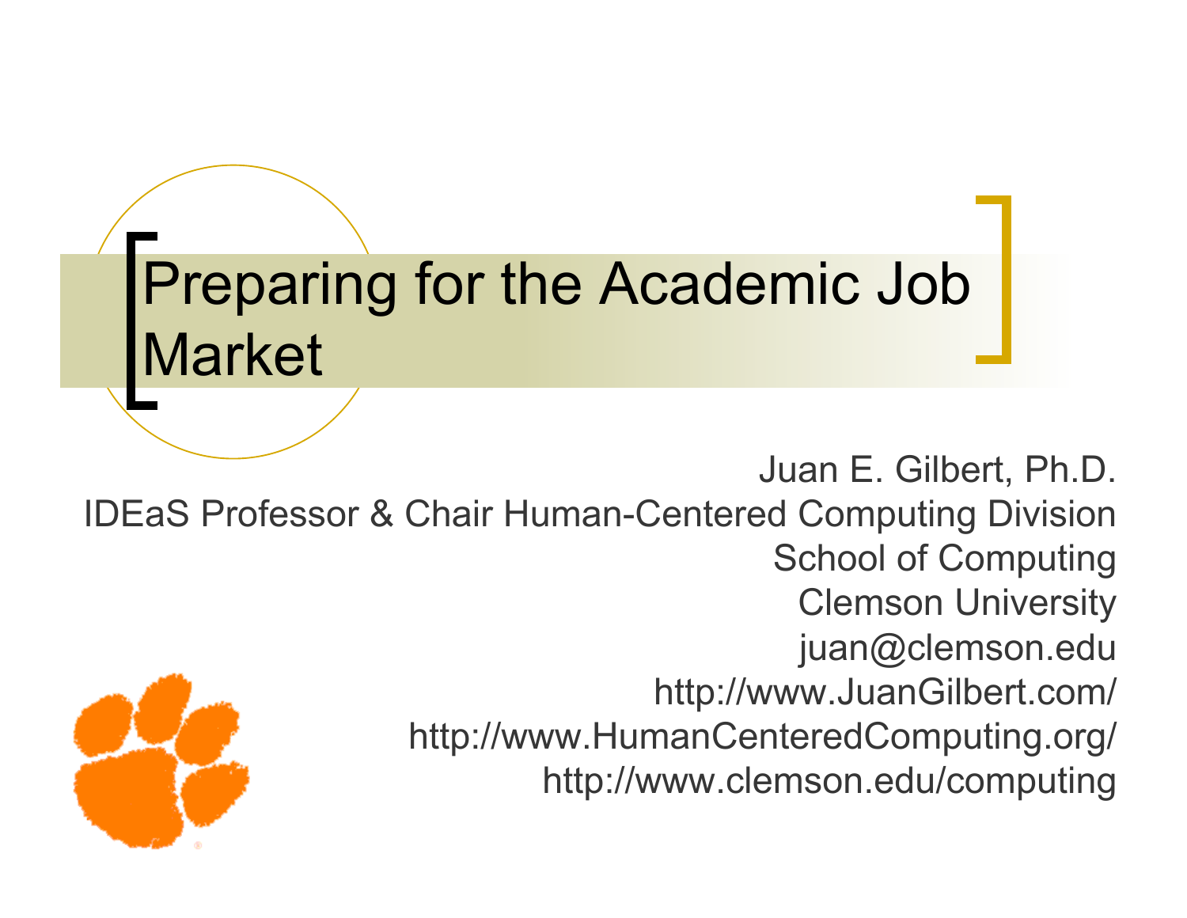# Preparing for the Academic Job Market

Juan E. Gilbert, Ph.D.
IDEaS Professor & Chair Human-Centered Computing Division
School of Computing
Clemson University
juan@clemson.edu
http://www.JuanGilbert.com/
http://www.HumanCenteredComputing.org/
http://www.clemson.edu/computing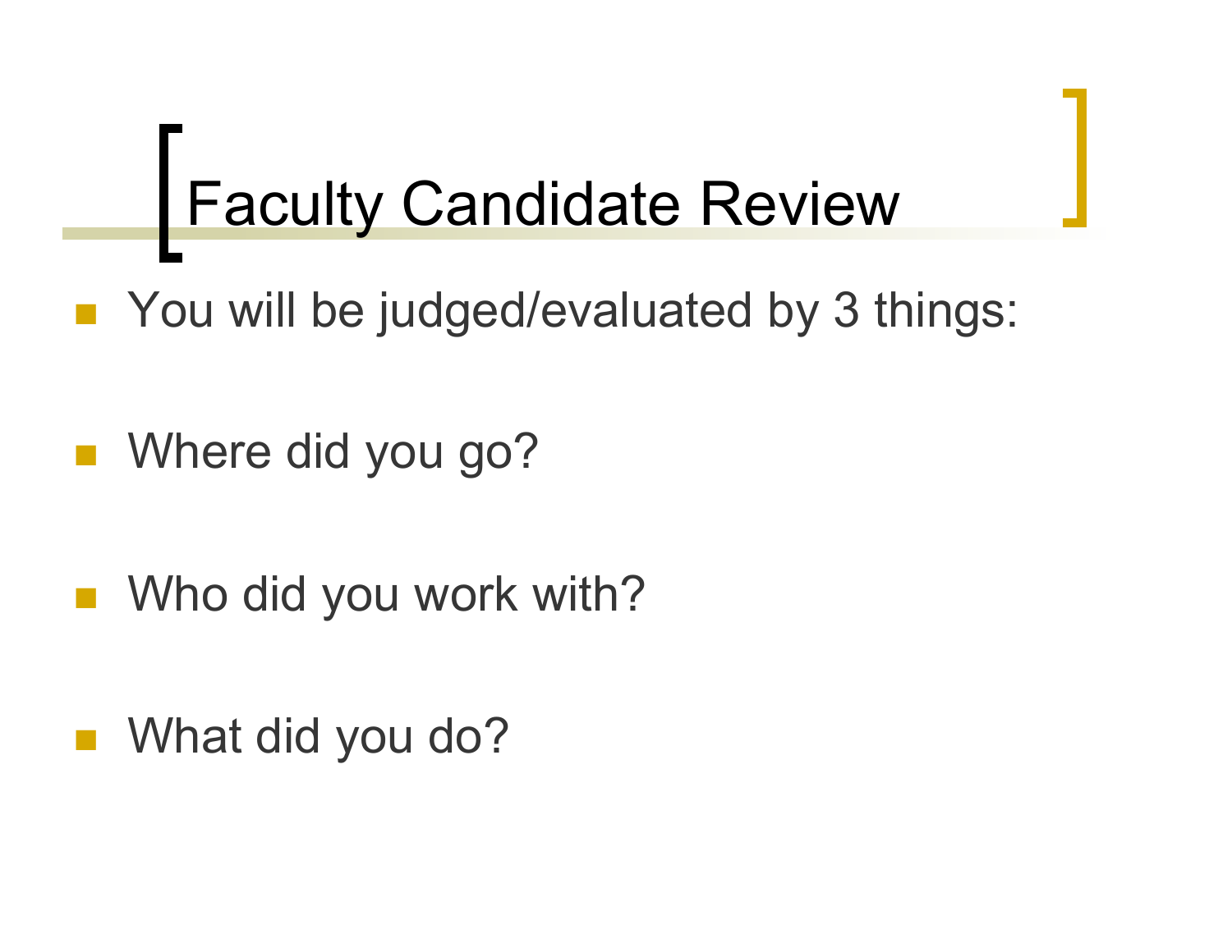# Faculty Candidate Review

- You will be judged/evaluated by 3 things:
- Where did you go?
- Who did you work with?
- What did you do?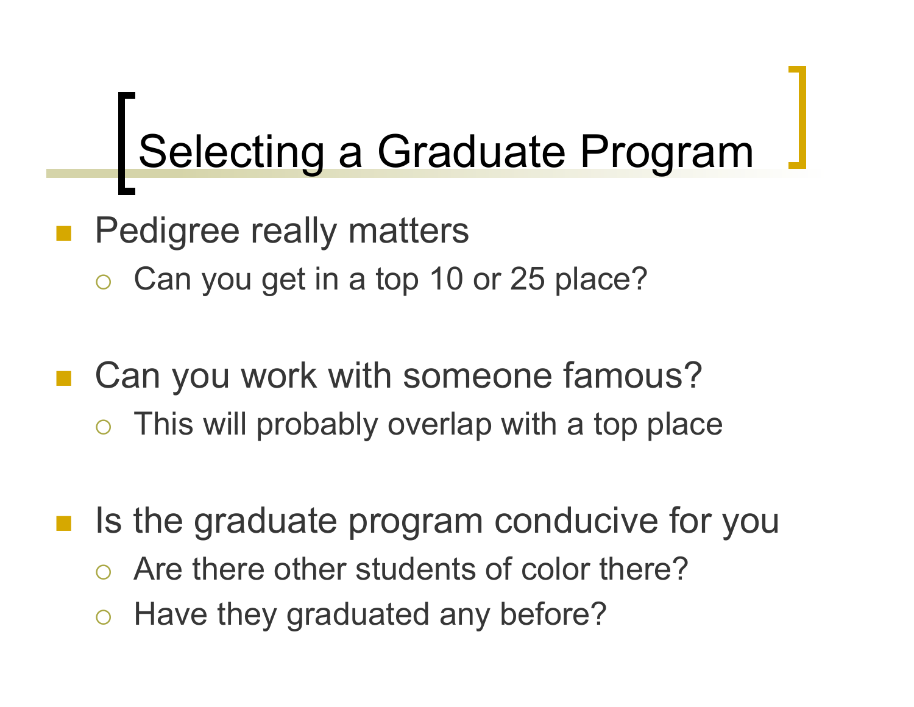# Selecting a Graduate Program

- Pedigree really matters
  - Can you get in a top 10 or 25 place?

- Can you work with someone famous?
  - This will probably overlap with a top place

- Is the graduate program conducive for you
  - Are there other students of color there?
  - Have they graduated any before?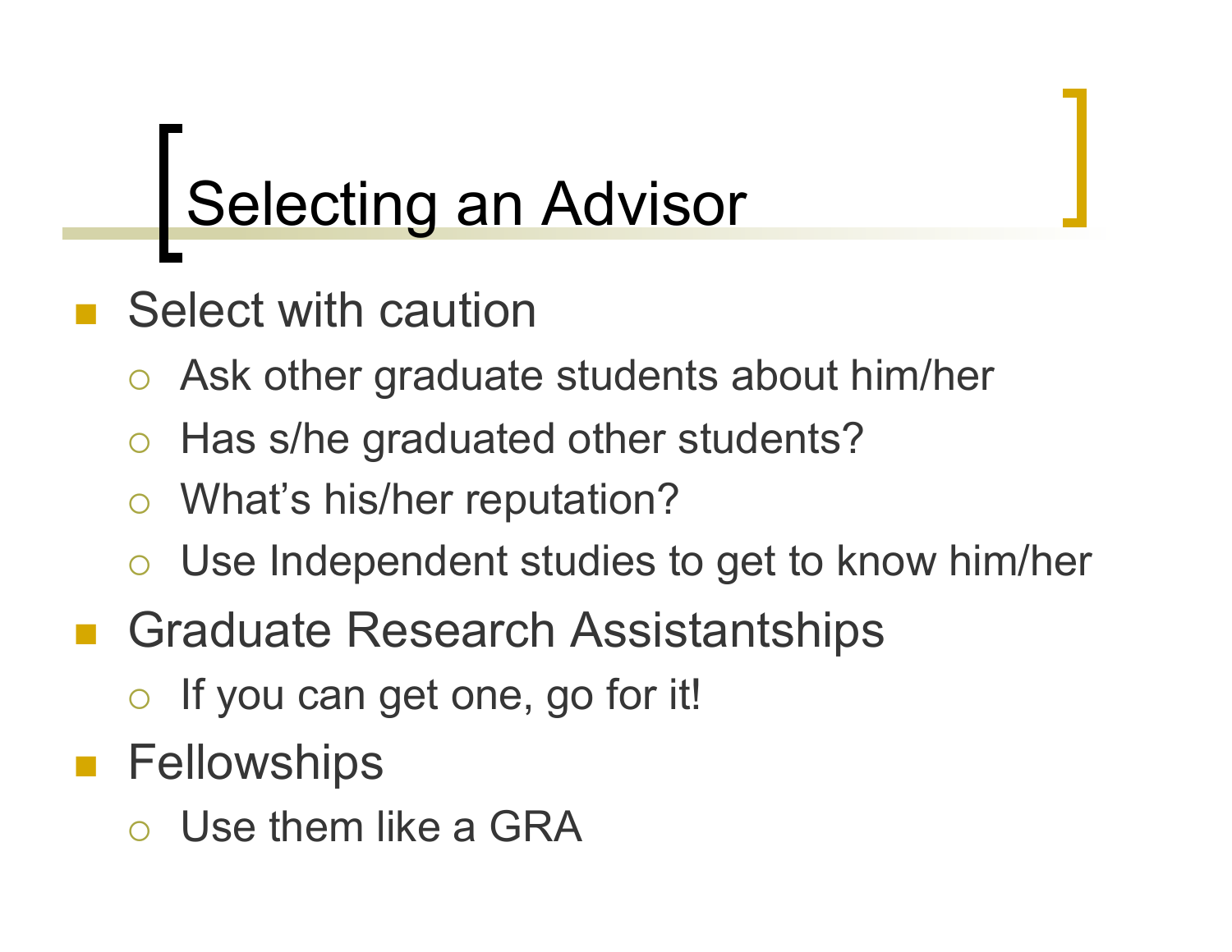# Selecting an Advisor

- Select with caution
  - Ask other graduate students about him/her
  - Has s/he graduated other students?
  - What's his/her reputation?
  - Use Independent studies to get to know him/her
- Graduate Research Assistantships
  - If you can get one, go for it!
- Fellowships
  - Use them like a GRA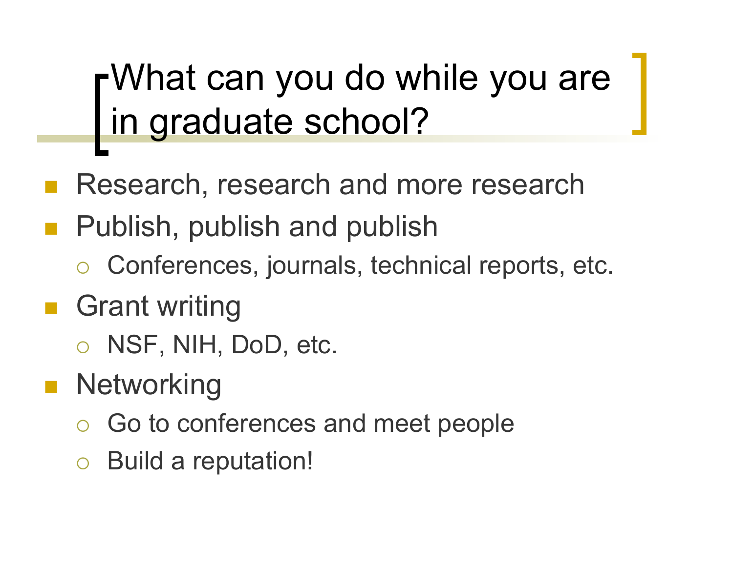# What can you do while you are in graduate school?

- Research, research and more research
- Publish, publish and publish
  - Conferences, journals, technical reports, etc.
- Grant writing
  - NSF, NIH, DoD, etc.
- Networking
  - Go to conferences and meet people
  - Build a reputation!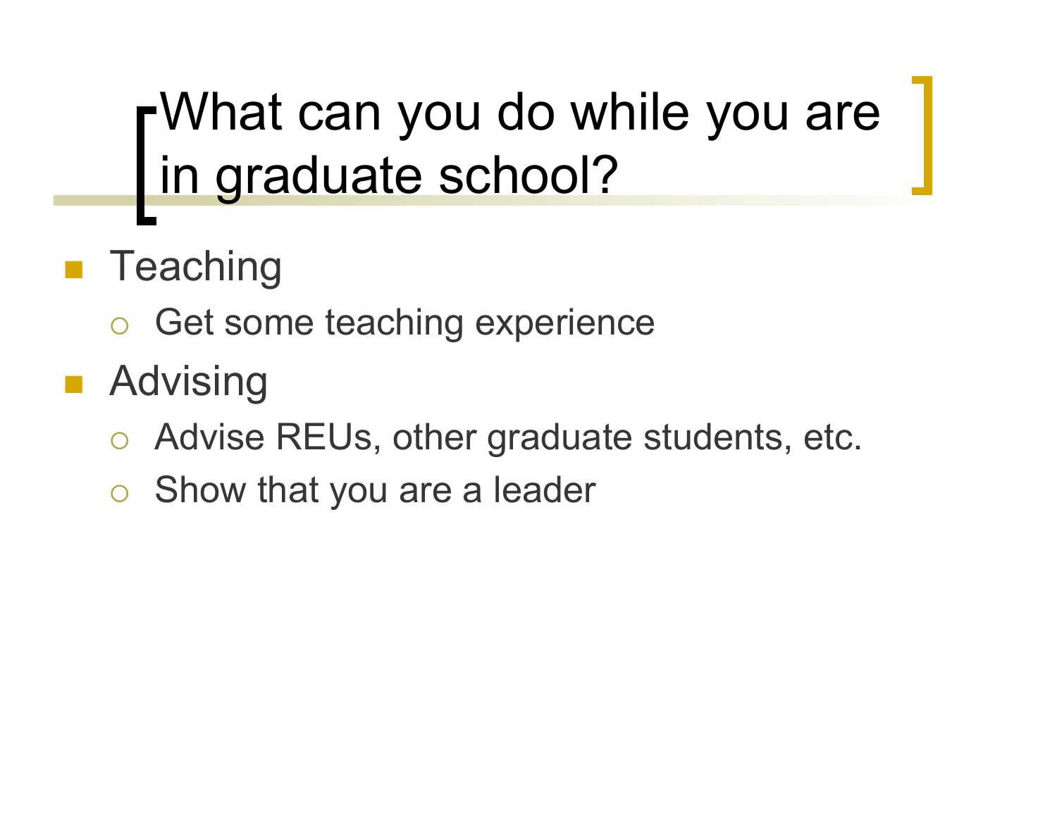# What can you do while you are in graduate school?

- Teaching
  - Get some teaching experience
- Advising
  - Advise REUs, other graduate students, etc.
  - Show that you are a leader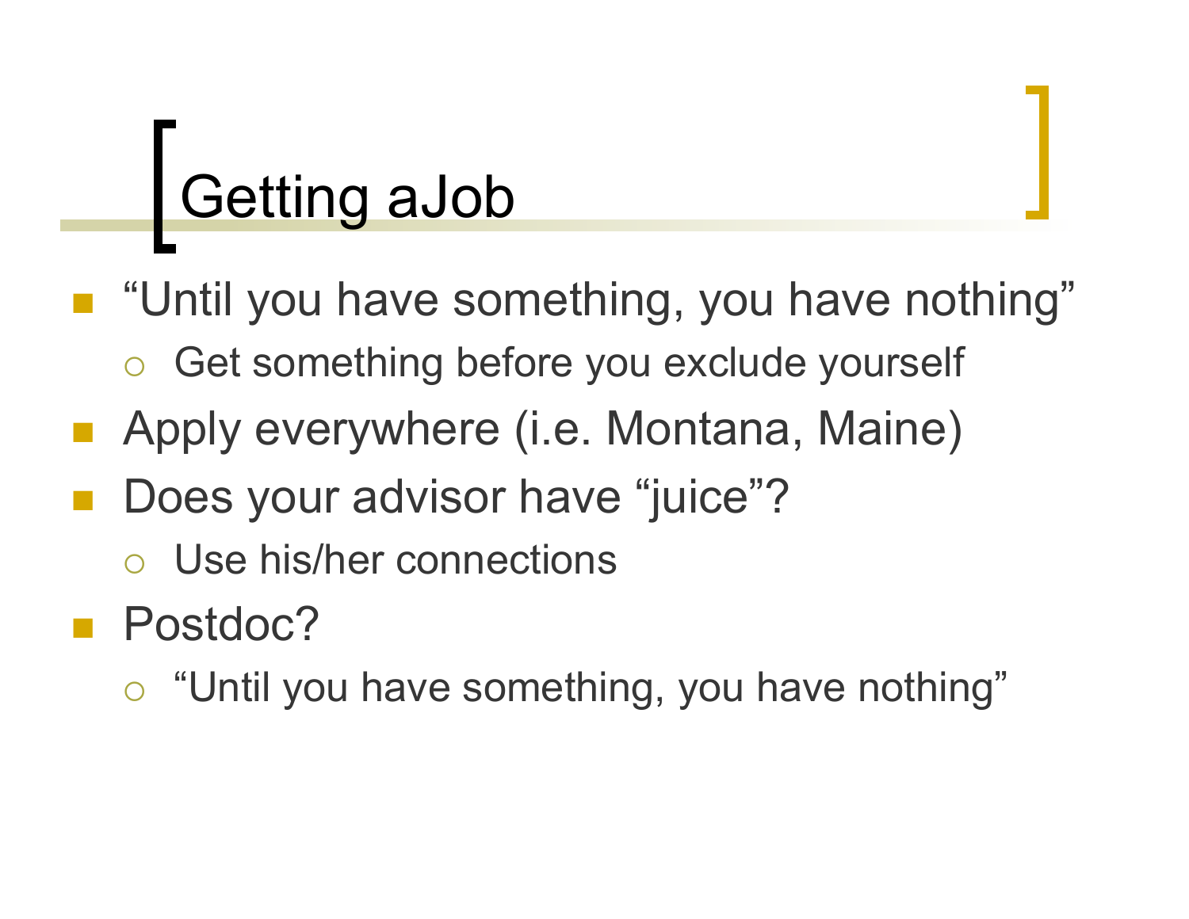# Getting aJob

- "Until you have something, you have nothing"
  - Get something before you exclude yourself
- Apply everywhere (i.e. Montana, Maine)
- Does your advisor have "juice"?
  - Use his/her connections
- Postdoc?
  - "Until you have something, you have nothing"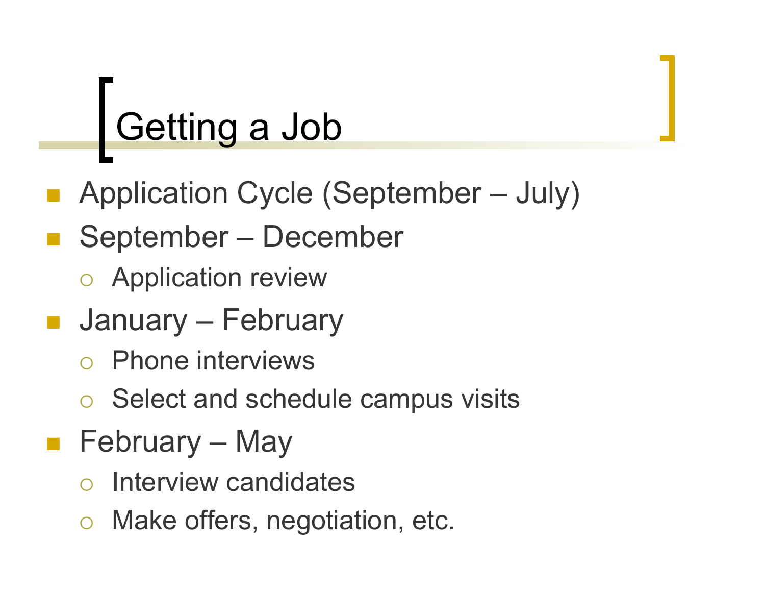# Getting a Job

- Application Cycle (September – July)
- September – December
  - Application review
- January – February
  - Phone interviews
  - Select and schedule campus visits
- February – May
  - Interview candidates
  - Make offers, negotiation, etc.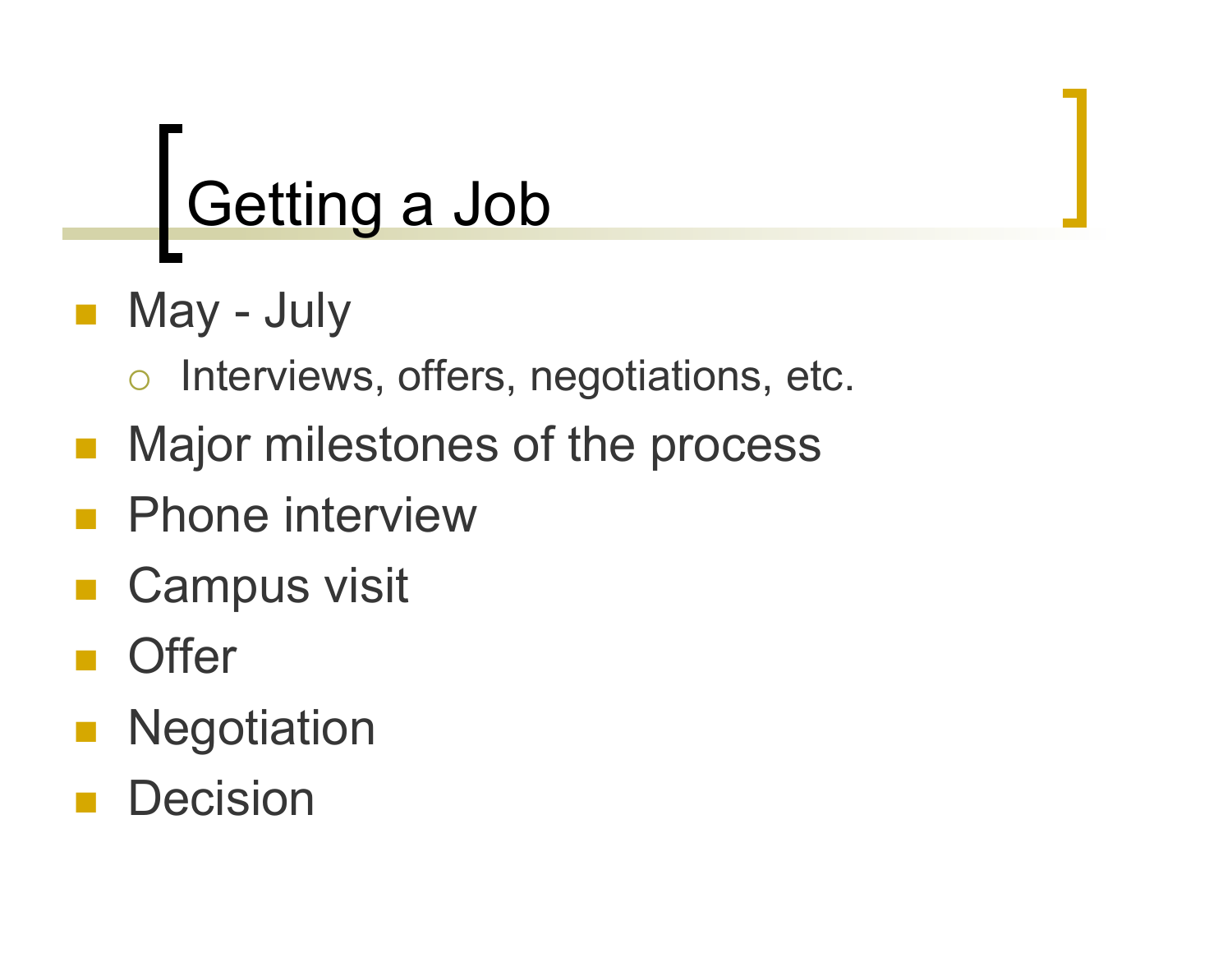# Getting a Job

- May - July
  - Interviews, offers, negotiations, etc.
- Major milestones of the process
- Phone interview
- Campus visit
- Offer
- Negotiation
- Decision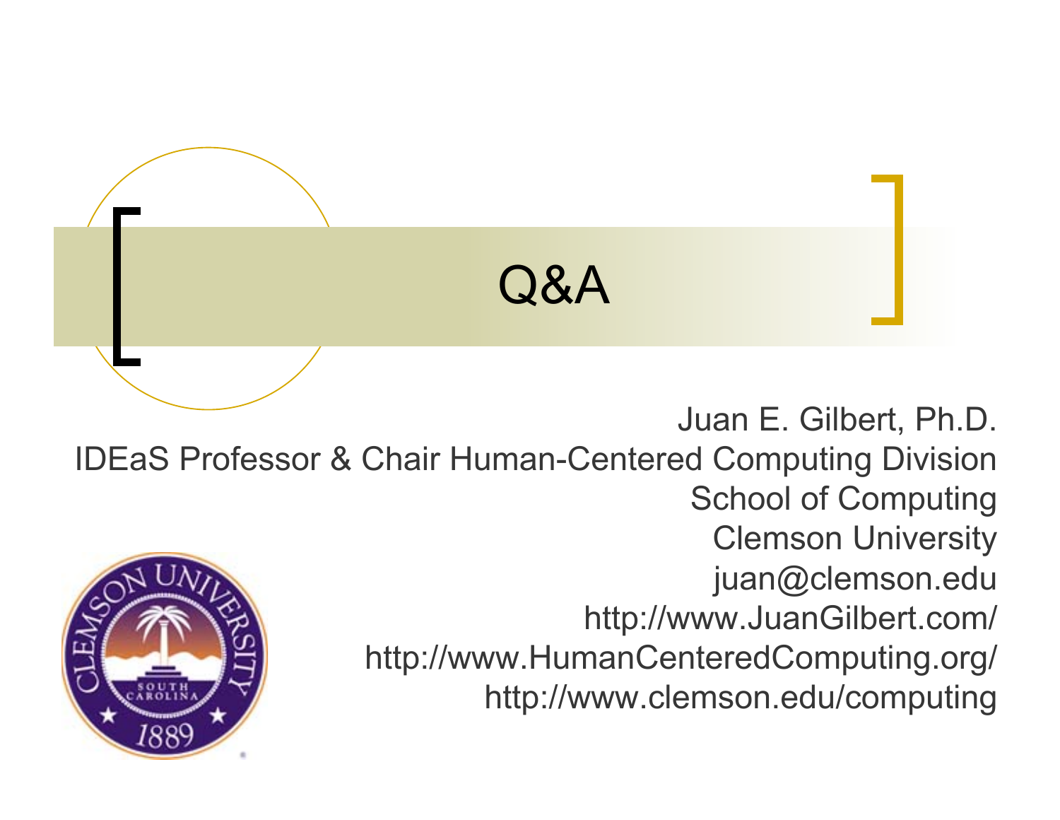# Q&A

Juan E. Gilbert, Ph.D.
IDEaS Professor & Chair Human-Centered Computing Division
School of Computing
Clemson University
juan@clemson.edu
http://www.JuanGilbert.com/
http://www.HumanCenteredComputing.org/
http://www.clemson.edu/computing